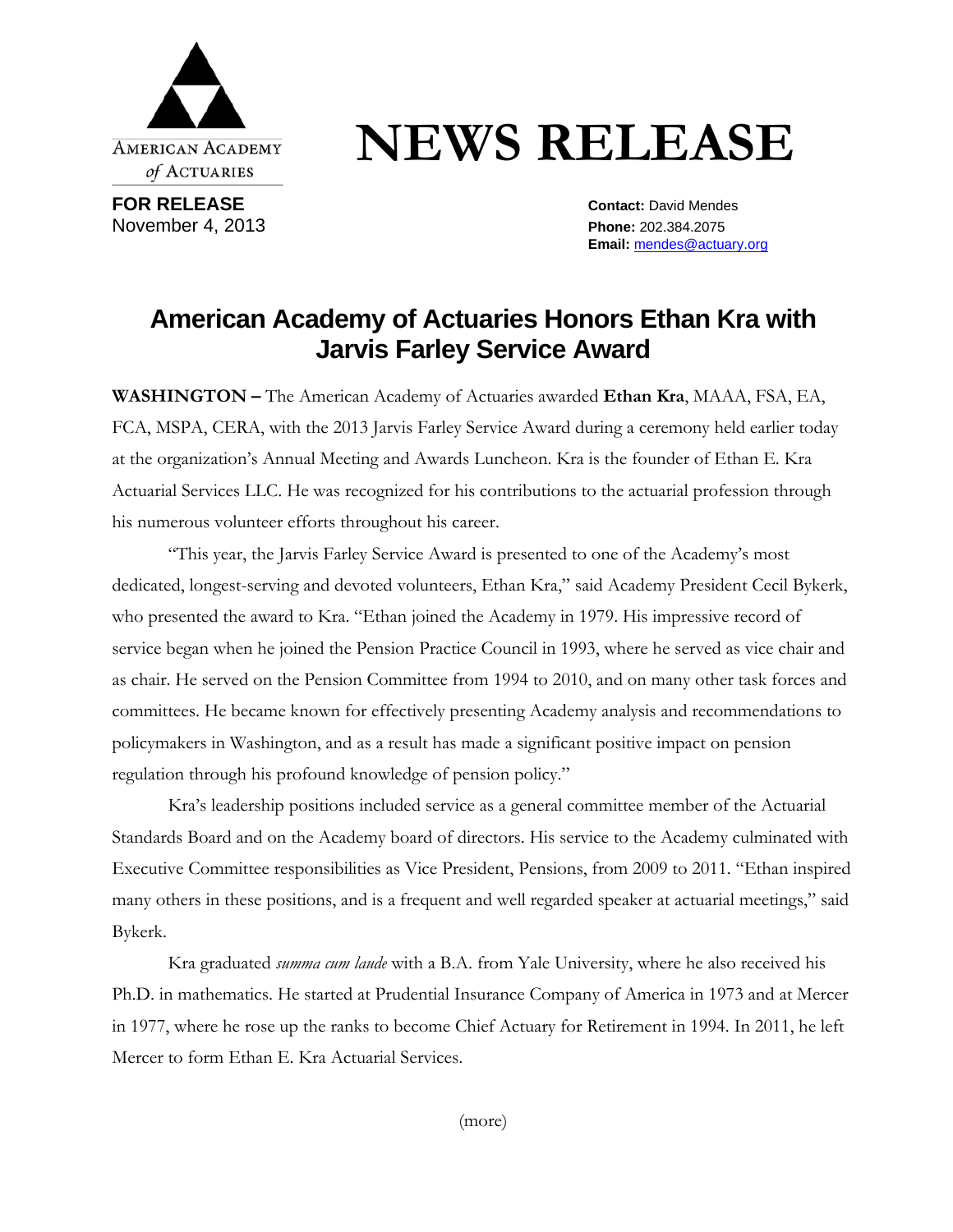AMERICAN ACADEMY *of* ACTUARIES

# NEWS RELEASE

**FOR RELEASE**
November 4, 2013

**Contact:** David Mendes
**Phone:** 202.384.2075
**Email:** mendes@actuary.org

## American Academy of Actuaries Honors Ethan Kra with Jarvis Farley Service Award

**WASHINGTON –** The American Academy of Actuaries awarded **Ethan Kra**, MAAA, FSA, EA, FCA, MSPA, CERA, with the 2013 Jarvis Farley Service Award during a ceremony held earlier today at the organization's Annual Meeting and Awards Luncheon. Kra is the founder of Ethan E. Kra Actuarial Services LLC. He was recognized for his contributions to the actuarial profession through his numerous volunteer efforts throughout his career.

"This year, the Jarvis Farley Service Award is presented to one of the Academy's most dedicated, longest-serving and devoted volunteers, Ethan Kra," said Academy President Cecil Bykerk, who presented the award to Kra. "Ethan joined the Academy in 1979. His impressive record of service began when he joined the Pension Practice Council in 1993, where he served as vice chair and as chair. He served on the Pension Committee from 1994 to 2010, and on many other task forces and committees. He became known for effectively presenting Academy analysis and recommendations to policymakers in Washington, and as a result has made a significant positive impact on pension regulation through his profound knowledge of pension policy."

Kra's leadership positions included service as a general committee member of the Actuarial Standards Board and on the Academy board of directors. His service to the Academy culminated with Executive Committee responsibilities as Vice President, Pensions, from 2009 to 2011. "Ethan inspired many others in these positions, and is a frequent and well regarded speaker at actuarial meetings," said Bykerk.

Kra graduated *summa cum laude* with a B.A. from Yale University, where he also received his Ph.D. in mathematics. He started at Prudential Insurance Company of America in 1973 and at Mercer in 1977, where he rose up the ranks to become Chief Actuary for Retirement in 1994. In 2011, he left Mercer to form Ethan E. Kra Actuarial Services.

(more)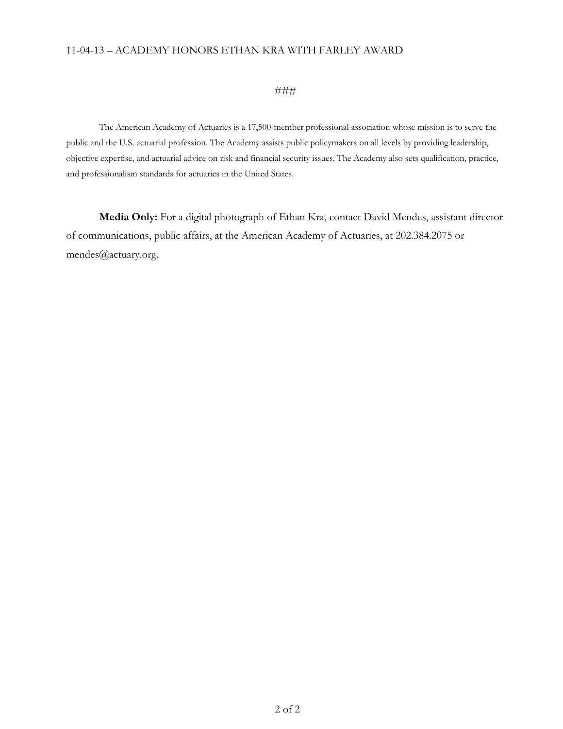###

The American Academy of Actuaries is a 17,500-member professional association whose mission is to serve the public and the U.S. actuarial profession. The Academy assists public policymakers on all levels by providing leadership, objective expertise, and actuarial advice on risk and financial security issues. The Academy also sets qualification, practice, and professionalism standards for actuaries in the United States.

**Media Only:** For a digital photograph of Ethan Kra, contact David Mendes, assistant director of communications, public affairs, at the American Academy of Actuaries, at 202.384.2075 or mendes@actuary.org.